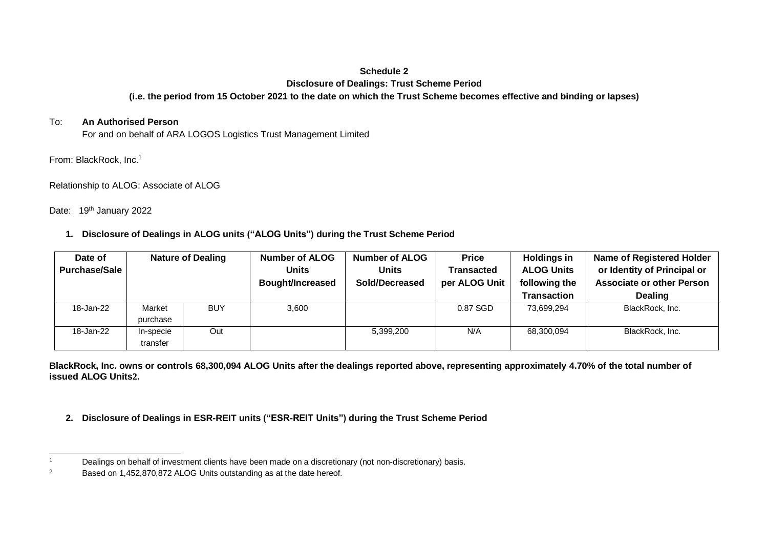**Schedule 2**

**Disclosure of Dealings: Trust Scheme Period**

**(i.e. the period from 15 October 2021 to the date on which the Trust Scheme becomes effective and binding or lapses)**

To: **An Authorised Person**
For and on behalf of ARA LOGOS Logistics Trust Management Limited

From: BlackRock, Inc.[1]

Relationship to ALOG: Associate of ALOG

Date: 19th January 2022

**1. Disclosure of Dealings in ALOG units ("ALOG Units") during the Trust Scheme Period**

| Date of Purchase/Sale | Nature of Dealing | | Number of ALOG Units Bought/Increased | Number of ALOG Units Sold/Decreased | Price Transacted per ALOG Unit | Holdings in ALOG Units following the Transaction | Name of Registered Holder or Identity of Principal or Associate or other Person Dealing |
|---|---|---|---|---|---|---|---|
| 18-Jan-22 | Market purchase | BUY | 3,600 | | 0.87 SGD | 73,699,294 | BlackRock, Inc. |
| 18-Jan-22 | In-specie transfer | Out | | 5,399,200 | N/A | 68,300,094 | BlackRock, Inc. |

**BlackRock, Inc. owns or controls 68,300,094 ALOG Units after the dealings reported above, representing approximately 4.70% of the total number of issued ALOG Units[2].**

**2. Disclosure of Dealings in ESR-REIT units ("ESR-REIT Units") during the Trust Scheme Period**

---

[1] Dealings on behalf of investment clients have been made on a discretionary (not non-discretionary) basis.

[2] Based on 1,452,870,872 ALOG Units outstanding as at the date hereof.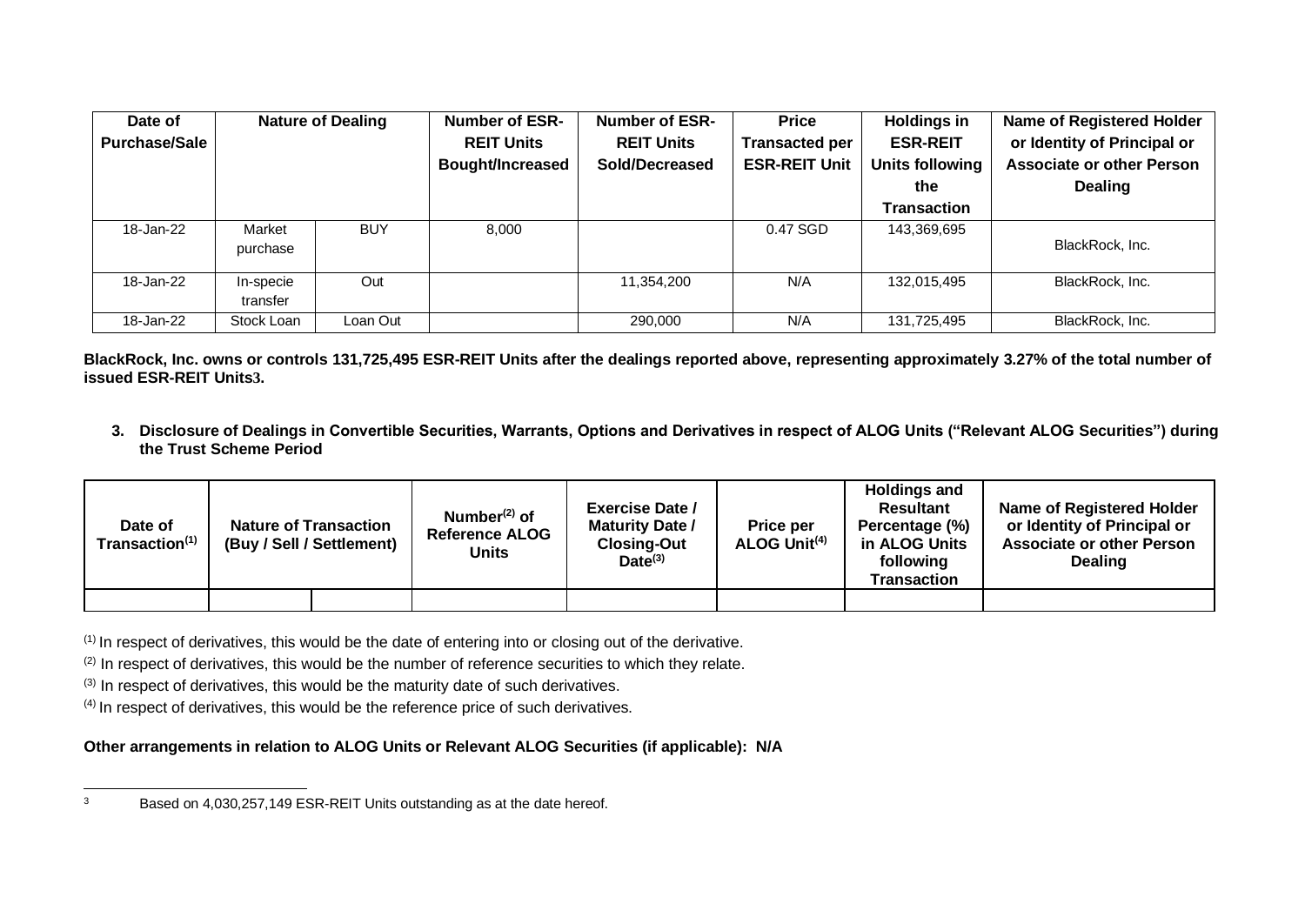| Date of Purchase/Sale | Nature of Dealing | | Number of ESR-REIT Units Bought/Increased | Number of ESR-REIT Units Sold/Decreased | Price Transacted per ESR-REIT Unit | Holdings in ESR-REIT Units following the Transaction | Name of Registered Holder or Identity of Principal or Associate or other Person Dealing |
|---|---|---|---|---|---|---|---|
| 18-Jan-22 | Market purchase | BUY | 8,000 | | 0.47 SGD | 143,369,695 | BlackRock, Inc. |
| 18-Jan-22 | In-specie transfer | Out | | 11,354,200 | N/A | 132,015,495 | BlackRock, Inc. |
| 18-Jan-22 | Stock Loan | Loan Out | | 290,000 | N/A | 131,725,495 | BlackRock, Inc. |

**BlackRock, Inc. owns or controls 131,725,495 ESR-REIT Units after the dealings reported above, representing approximately 3.27% of the total number of issued ESR-REIT Units[3].**

**3. Disclosure of Dealings in Convertible Securities, Warrants, Options and Derivatives in respect of ALOG Units ("Relevant ALOG Securities") during the Trust Scheme Period**

| Date of Transaction[(1)] | Nature of Transaction (Buy / Sell / Settlement) | | Number[(2)] of Reference ALOG Units | Exercise Date / Maturity Date / Closing-Out Date[(3)] | Price per ALOG Unit[(4)] | Holdings and Resultant Percentage (%) in ALOG Units following Transaction | Name of Registered Holder or Identity of Principal or Associate or other Person Dealing |
|---|---|---|---|---|---|---|---|
| | | | | | | | |

[(1)] In respect of derivatives, this would be the date of entering into or closing out of the derivative.

[(2)] In respect of derivatives, this would be the number of reference securities to which they relate.

[(3)] In respect of derivatives, this would be the maturity date of such derivatives.

[(4)] In respect of derivatives, this would be the reference price of such derivatives.

**Other arrangements in relation to ALOG Units or Relevant ALOG Securities (if applicable): N/A**

---

[3] Based on 4,030,257,149 ESR-REIT Units outstanding as at the date hereof.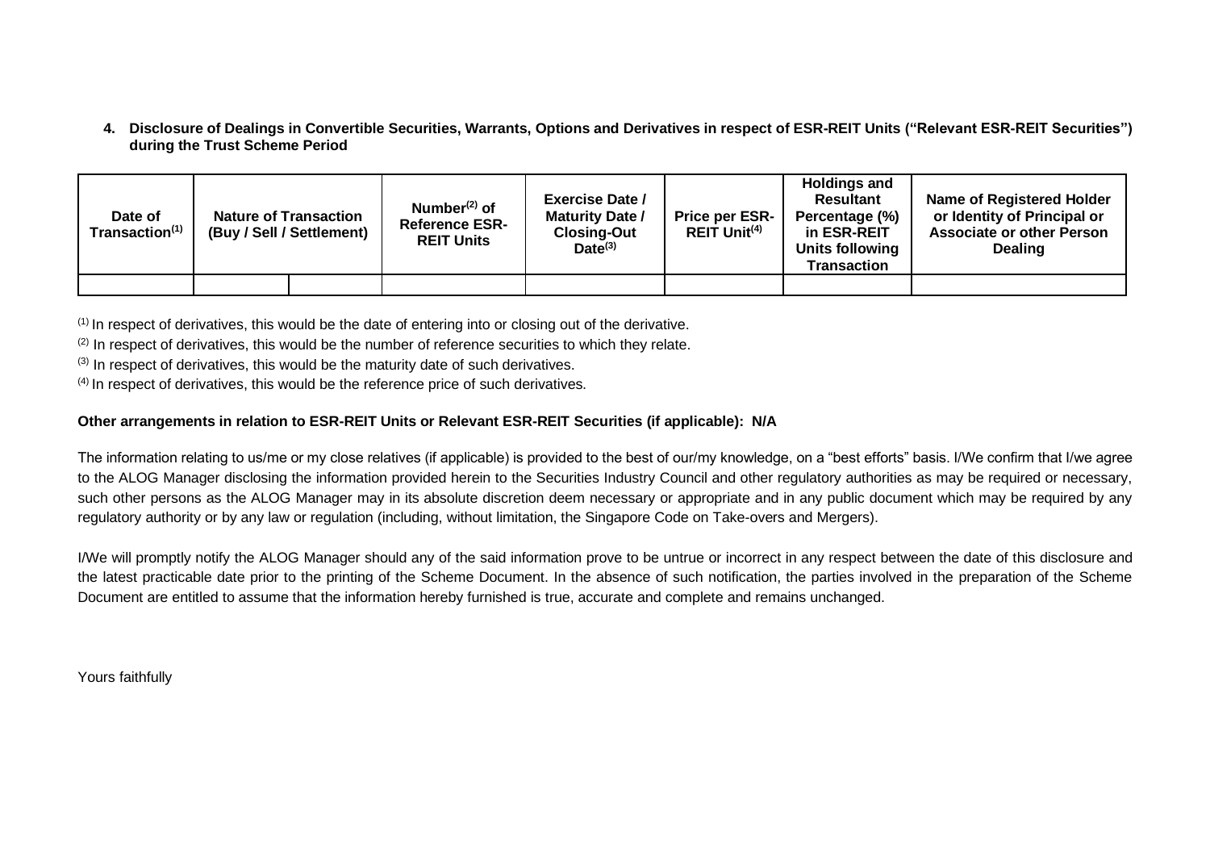**4. Disclosure of Dealings in Convertible Securities, Warrants, Options and Derivatives in respect of ESR-REIT Units ("Relevant ESR-REIT Securities") during the Trust Scheme Period**

| Date of Transaction[1] | Nature of Transaction (Buy / Sell / Settlement) | | Number[2] of Reference ESR-REIT Units | Exercise Date / Maturity Date / Closing-Out Date[3] | Price per ESR-REIT Unit[4] | Holdings and Resultant Percentage (%) in ESR-REIT Units following Transaction | Name of Registered Holder or Identity of Principal or Associate or other Person Dealing |
|---|---|---|---|---|---|---|---|
| | | | | | | | |

[1] In respect of derivatives, this would be the date of entering into or closing out of the derivative.

[2] In respect of derivatives, this would be the number of reference securities to which they relate.

[3] In respect of derivatives, this would be the maturity date of such derivatives.

[4] In respect of derivatives, this would be the reference price of such derivatives.

**Other arrangements in relation to ESR-REIT Units or Relevant ESR-REIT Securities (if applicable): N/A**

The information relating to us/me or my close relatives (if applicable) is provided to the best of our/my knowledge, on a "best efforts" basis. I/We confirm that I/we agree to the ALOG Manager disclosing the information provided herein to the Securities Industry Council and other regulatory authorities as may be required or necessary, such other persons as the ALOG Manager may in its absolute discretion deem necessary or appropriate and in any public document which may be required by any regulatory authority or by any law or regulation (including, without limitation, the Singapore Code on Take-overs and Mergers).

I/We will promptly notify the ALOG Manager should any of the said information prove to be untrue or incorrect in any respect between the date of this disclosure and the latest practicable date prior to the printing of the Scheme Document. In the absence of such notification, the parties involved in the preparation of the Scheme Document are entitled to assume that the information hereby furnished is true, accurate and complete and remains unchanged.

Yours faithfully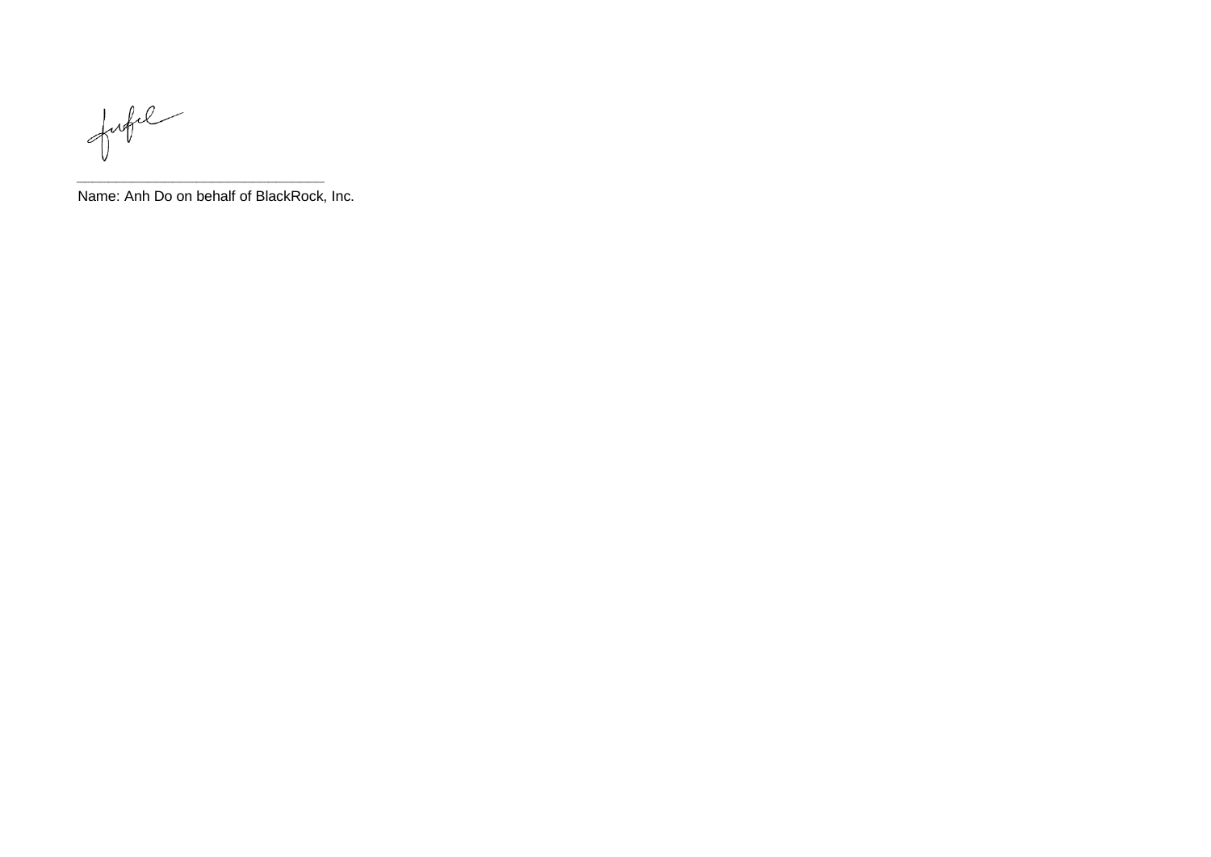\_\_\_\_\_\_\_\_\_\_\_\_\_\_\_\_\_\_\_\_\_\_\_\_\_\_\_\_\_\_\_\_

Name: Anh Do on behalf of BlackRock, Inc.